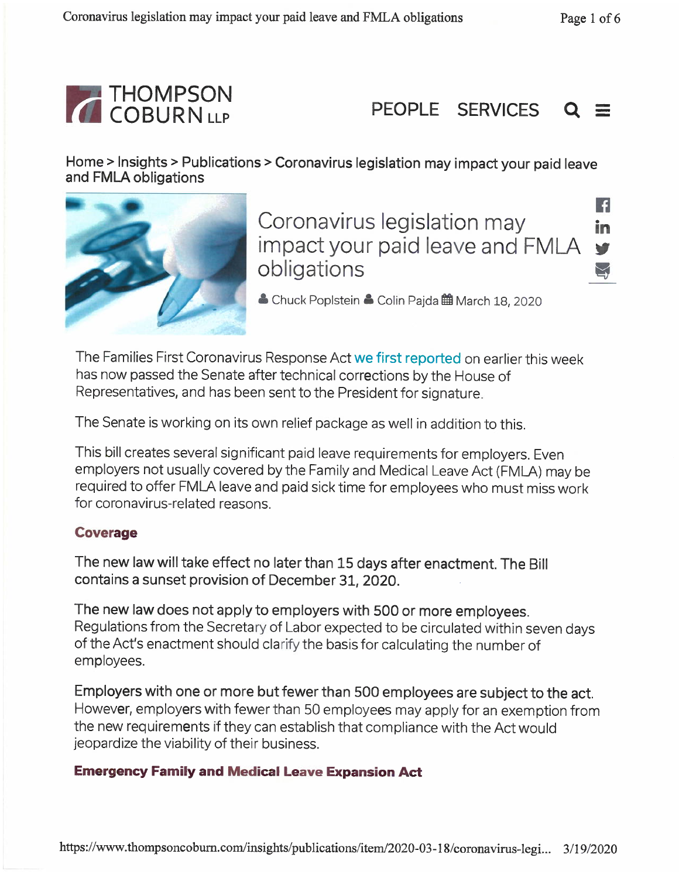THOMPSON COBURN LLP

PEOPLE SERVICES

Home > Insights > Publications > Coronavirus legislation may impact your paid leave and FMLA obligations

# Coronavirus legislation may impact your paid leave and FMLA obligations

Chuck Poplstein Colin Pajda March 18, 2020

The Families First Coronavirus Response Act we first reported on earlier this week has now passed the Senate after technical corrections by the House of Representatives, and has been sent to the President for signature.

The Senate is working on its own relief package as well in addition to this.

This bill creates several significant paid leave requirements for employers. Even employers not usually covered by the Family and Medical Leave Act (FMLA) may be required to offer FMLA leave and paid sick time for employees who must miss work for coronavirus-related reasons.

## Coverage

The new law will take effect no later than 15 days after enactment. The Bill contains a sunset provision of December 31, 2020.

The new law does not apply to employers with 500 or more employees. Regulations from the Secretary of Labor expected to be circulated within seven days of the Act's enactment should clarify the basis for calculating the number of employees.

Employers with one or more but fewer than 500 employees are subject to the act. However, employers with fewer than 50 employees may apply for an exemption from the new requirements if they can establish that compliance with the Act would jeopardize the viability of their business.

## Emergency Family and Medical Leave Expansion Act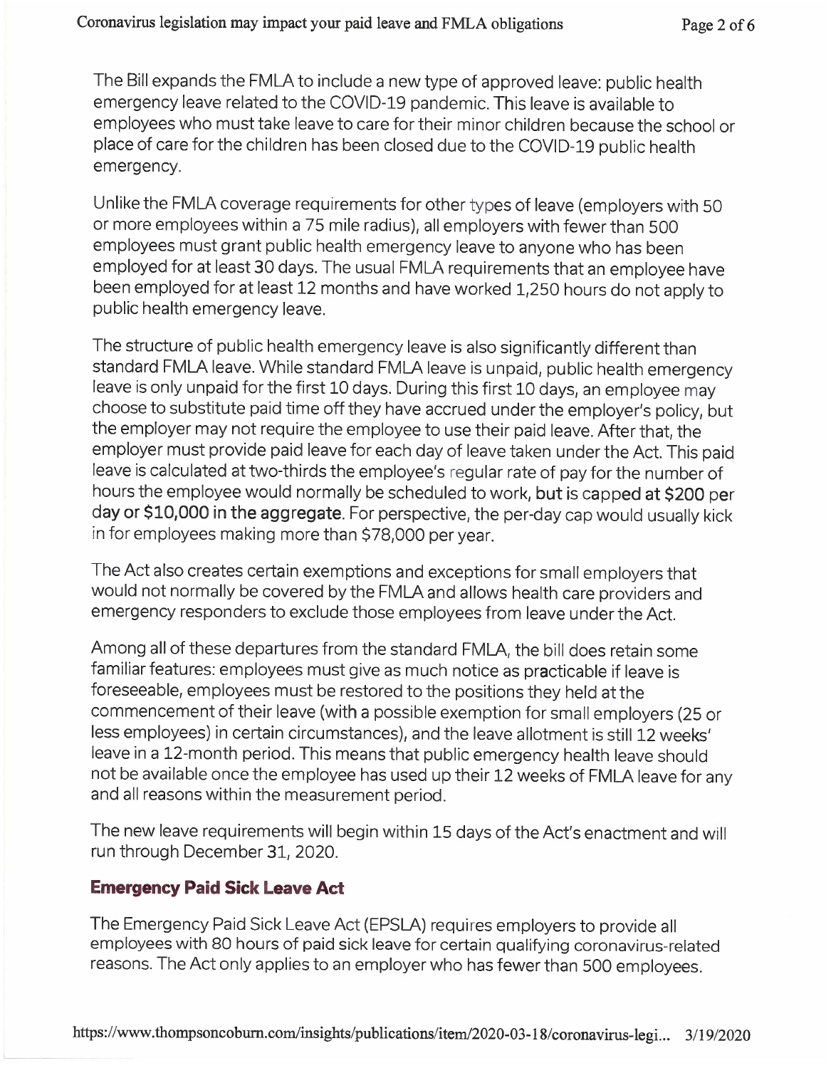The Bill expands the FMLA to include a new type of approved leave: public health emergency leave related to the COVID-19 pandemic. This leave is available to employees who must take leave to care for their minor children because the school or place of care for the children has been closed due to the COVID-19 public health emergency.

Unlike the FMLA coverage requirements for other types of leave (employers with 50 or more employees within a 75 mile radius), all employers with fewer than 500 employees must grant public health emergency leave to anyone who has been employed for at least 30 days. The usual FMLA requirements that an employee have been employed for at least 12 months and have worked 1,250 hours do not apply to public health emergency leave.

The structure of public health emergency leave is also significantly different than standard FMLA leave. While standard FMLA leave is unpaid, public health emergency leave is only unpaid for the first 10 days. During this first 10 days, an employee may choose to substitute paid time off they have accrued under the employer's policy, but the employer may not require the employee to use their paid leave. After that, the employer must provide paid leave for each day of leave taken under the Act. This paid leave is calculated at two-thirds the employee's regular rate of pay for the number of hours the employee would normally be scheduled to work, **but is capped at $200 per day or $10,000 in the aggregate**. For perspective, the per-day cap would usually kick in for employees making more than $78,000 per year.

The Act also creates certain exemptions and exceptions for small employers that would not normally be covered by the FMLA and allows health care providers and emergency responders to exclude those employees from leave under the Act.

Among all of these departures from the standard FMLA, the bill does retain some familiar features: employees must give as much notice as practicable if leave is foreseeable, employees must be restored to the positions they held at the commencement of their leave (with a possible exemption for small employers (25 or less employees) in certain circumstances), and the leave allotment is still 12 weeks' leave in a 12-month period. This means that public emergency health leave should not be available once the employee has used up their 12 weeks of FMLA leave for any and all reasons within the measurement period.

The new leave requirements will begin within 15 days of the Act's enactment and will run through December 31, 2020.

## Emergency Paid Sick Leave Act

The Emergency Paid Sick Leave Act (EPSLA) requires employers to provide all employees with 80 hours of paid sick leave for certain qualifying coronavirus-related reasons. The Act only applies to an employer who has fewer than 500 employees.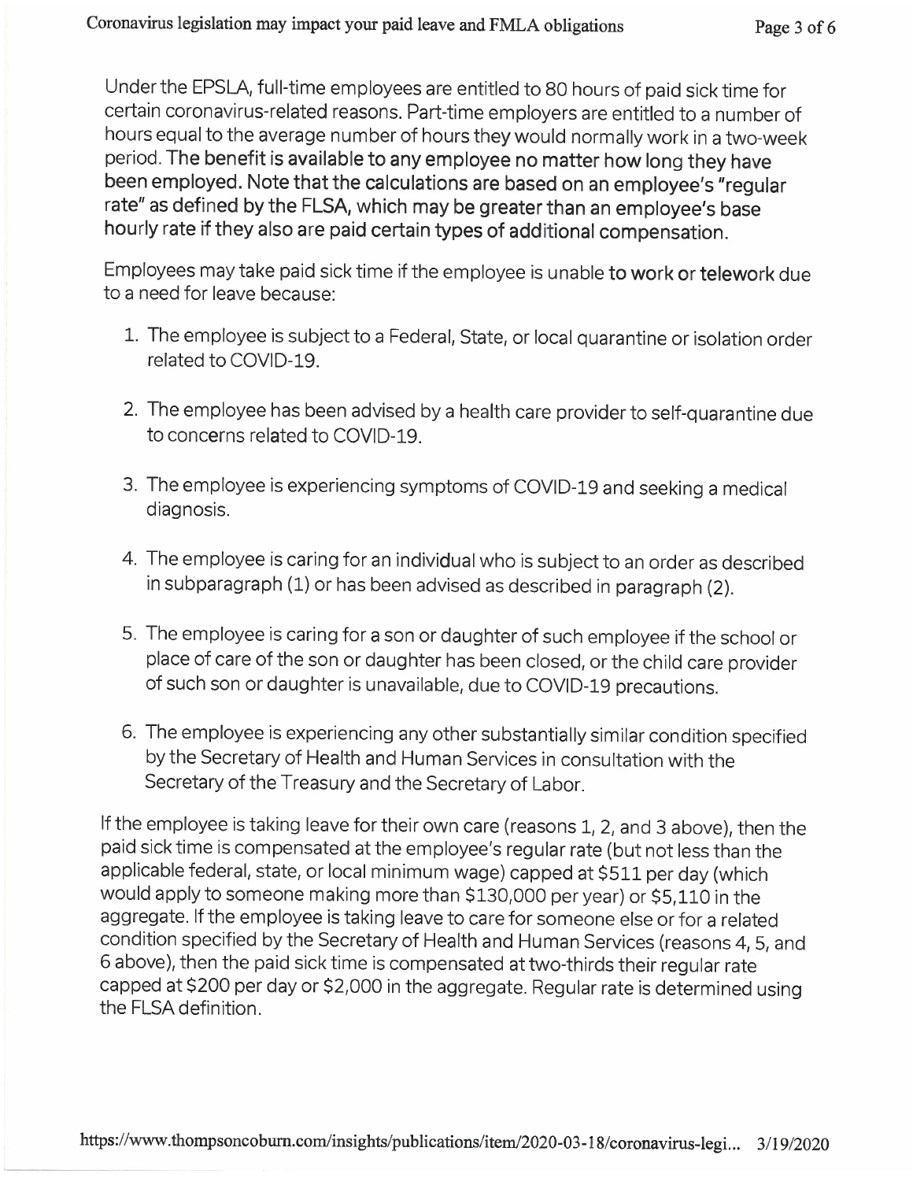Under the EPSLA, full-time employees are entitled to 80 hours of paid sick time for certain coronavirus-related reasons. Part-time employers are entitled to a number of hours equal to the average number of hours they would normally work in a two-week period. **The benefit is available to any employee no matter how long they have been employed. Note that the calculations are based on an employee's "regular rate" as defined by the FLSA, which may be greater than an employee's base hourly rate if they also are paid certain types of additional compensation.**

Employees may take paid sick time if the employee is unable **to work or telework** due to a need for leave because:

1. The employee is subject to a Federal, State, or local quarantine or isolation order related to COVID-19.
2. The employee has been advised by a health care provider to self-quarantine due to concerns related to COVID-19.
3. The employee is experiencing symptoms of COVID-19 and seeking a medical diagnosis.
4. The employee is caring for an individual who is subject to an order as described in subparagraph (1) or has been advised as described in paragraph (2).
5. The employee is caring for a son or daughter of such employee if the school or place of care of the son or daughter has been closed, or the child care provider of such son or daughter is unavailable, due to COVID-19 precautions.
6. The employee is experiencing any other substantially similar condition specified by the Secretary of Health and Human Services in consultation with the Secretary of the Treasury and the Secretary of Labor.

If the employee is taking leave for their own care (reasons 1, 2, and 3 above), then the paid sick time is compensated at the employee's regular rate (but not less than the applicable federal, state, or local minimum wage) capped at $511 per day (which would apply to someone making more than $130,000 per year) or $5,110 in the aggregate. If the employee is taking leave to care for someone else or for a related condition specified by the Secretary of Health and Human Services (reasons 4, 5, and 6 above), then the paid sick time is compensated at two-thirds their regular rate capped at $200 per day or $2,000 in the aggregate. Regular rate is determined using the FLSA definition.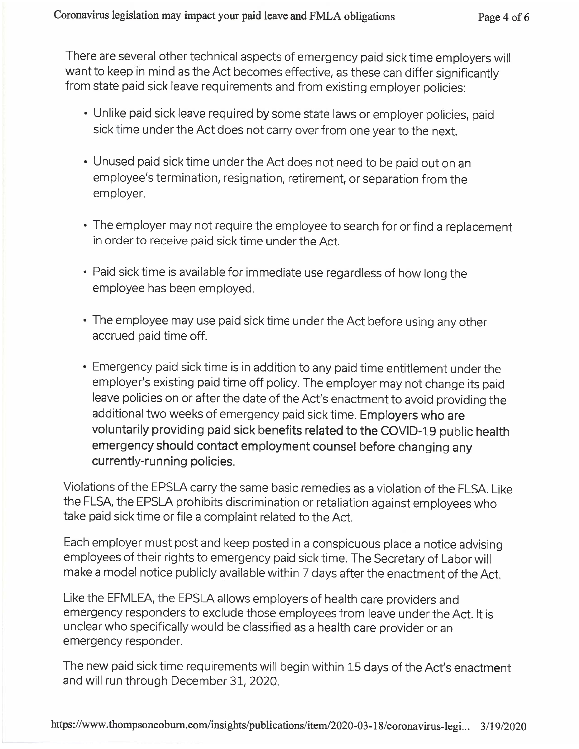There are several other technical aspects of emergency paid sick time employers will want to keep in mind as the Act becomes effective, as these can differ significantly from state paid sick leave requirements and from existing employer policies:

- Unlike paid sick leave required by some state laws or employer policies, paid sick time under the Act does not carry over from one year to the next.
- Unused paid sick time under the Act does not need to be paid out on an employee's termination, resignation, retirement, or separation from the employer.
- The employer may not require the employee to search for or find a replacement in order to receive paid sick time under the Act.
- Paid sick time is available for immediate use regardless of how long the employee has been employed.
- The employee may use paid sick time under the Act before using any other accrued paid time off.
- Emergency paid sick time is in addition to any paid time entitlement under the employer's existing paid time off policy. The employer may not change its paid leave policies on or after the date of the Act's enactment to avoid providing the additional two weeks of emergency paid sick time. **Employers who are voluntarily providing paid sick benefits related to the COVID-19 public health emergency should contact employment counsel before changing any currently-running policies.**

Violations of the EPSLA carry the same basic remedies as a violation of the FLSA. Like the FLSA, the EPSLA prohibits discrimination or retaliation against employees who take paid sick time or file a complaint related to the Act.

Each employer must post and keep posted in a conspicuous place a notice advising employees of their rights to emergency paid sick time. The Secretary of Labor will make a model notice publicly available within 7 days after the enactment of the Act.

Like the EFMLEA, the EPSLA allows employers of health care providers and emergency responders to exclude those employees from leave under the Act. It is unclear who specifically would be classified as a health care provider or an emergency responder.

The new paid sick time requirements will begin within 15 days of the Act's enactment and will run through December 31, 2020.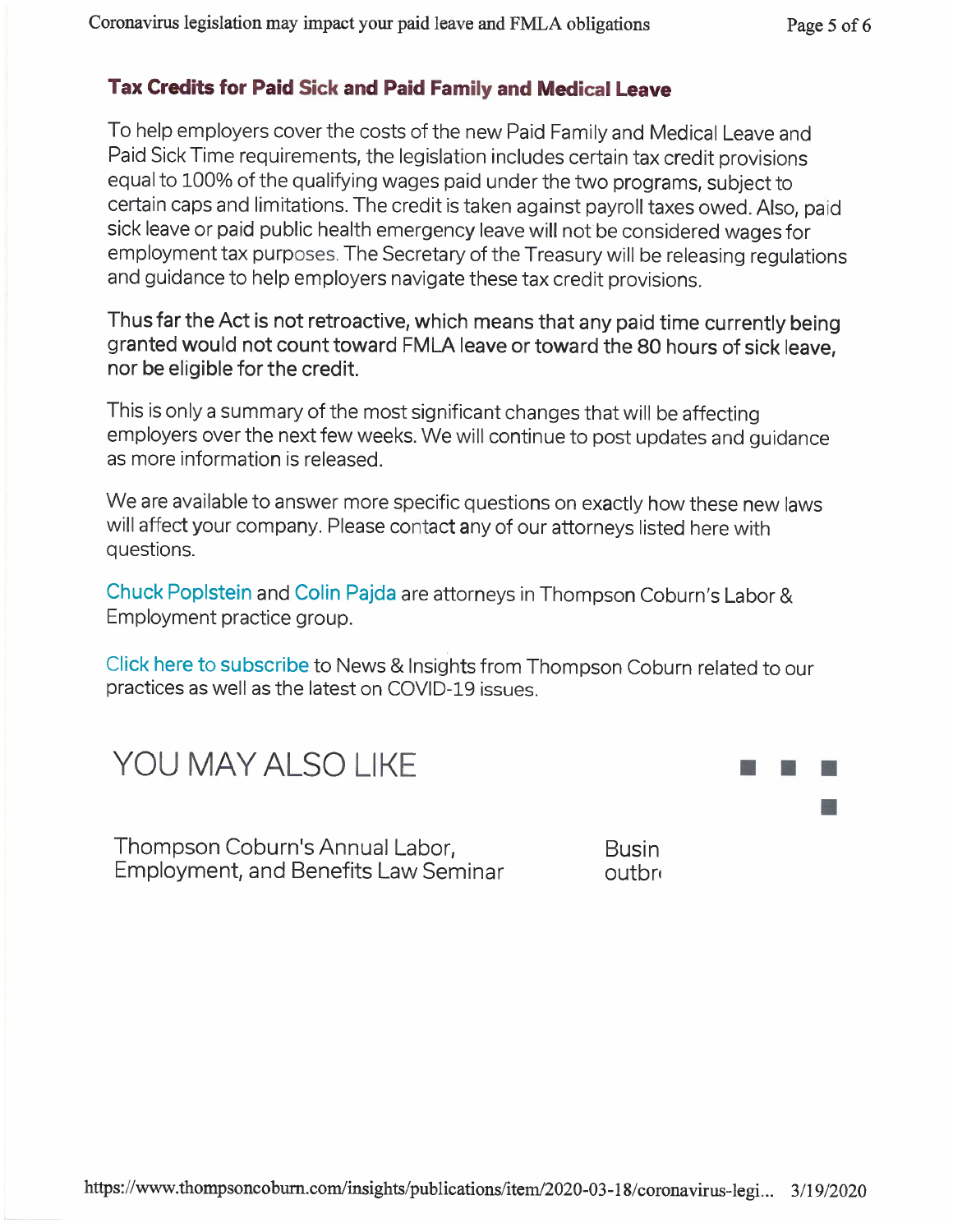### Tax Credits for Paid Sick and Paid Family and Medical Leave

To help employers cover the costs of the new Paid Family and Medical Leave and Paid Sick Time requirements, the legislation includes certain tax credit provisions equal to 100% of the qualifying wages paid under the two programs, subject to certain caps and limitations. The credit is taken against payroll taxes owed. Also, paid sick leave or paid public health emergency leave will not be considered wages for employment tax purposes. The Secretary of the Treasury will be releasing regulations and guidance to help employers navigate these tax credit provisions.

Thus far the Act is not retroactive, which means that any paid time currently being granted would not count toward FMLA leave or toward the 80 hours of sick leave, nor be eligible for the credit.

This is only a summary of the most significant changes that will be affecting employers over the next few weeks. We will continue to post updates and guidance as more information is released.

We are available to answer more specific questions on exactly how these new laws will affect your company. Please contact any of our attorneys listed here with questions.

Chuck Poplstein and Colin Pajda are attorneys in Thompson Coburn's Labor & Employment practice group.

Click here to subscribe to News & Insights from Thompson Coburn related to our practices as well as the latest on COVID-19 issues.

## YOU MAY ALSO LIKE

Thompson Coburn's Annual Labor, Employment, and Benefits Law Seminar

Busin outbr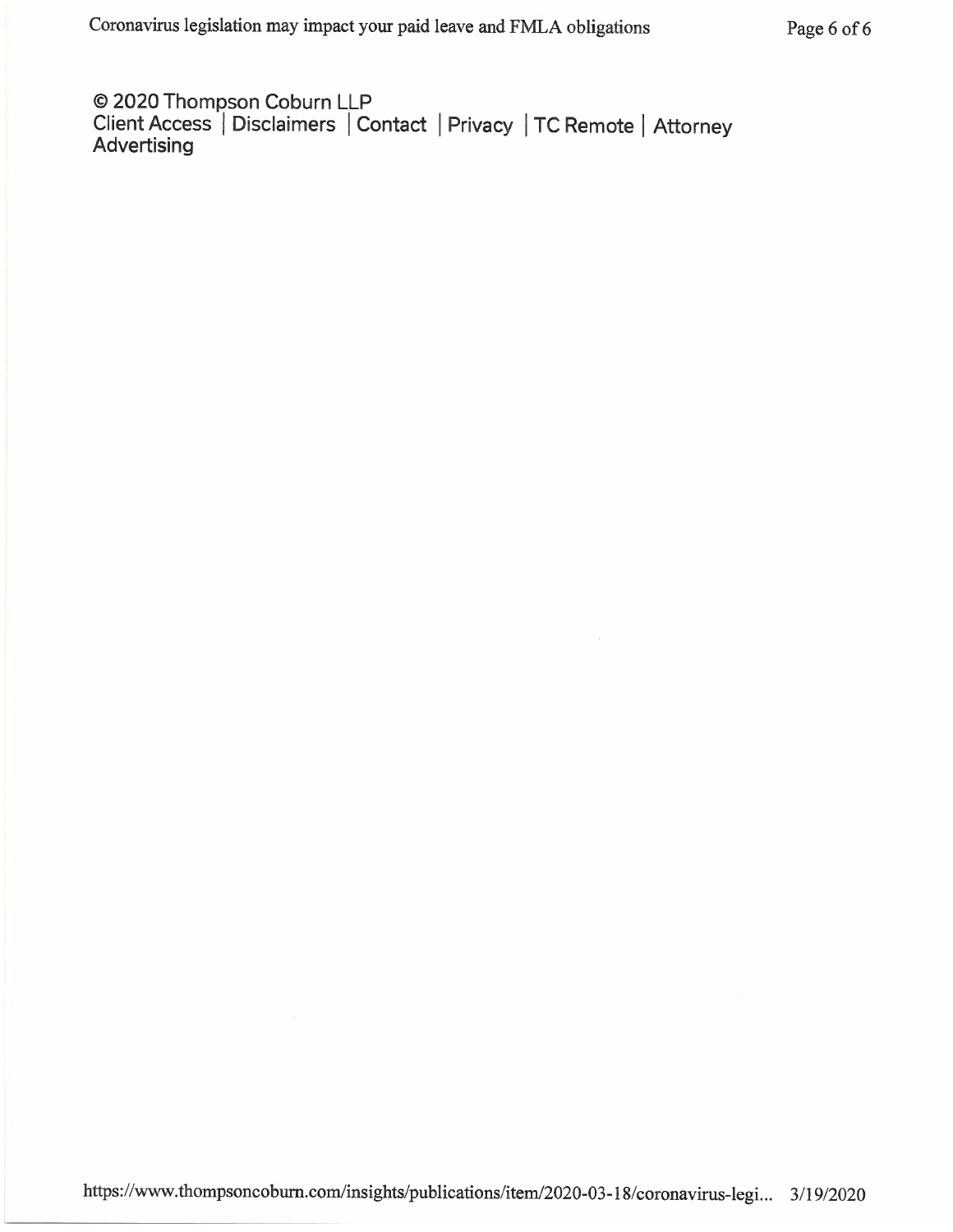© 2020 Thompson Coburn LLP

Client Access | Disclaimers | Contact | Privacy | TC Remote | Attorney Advertising